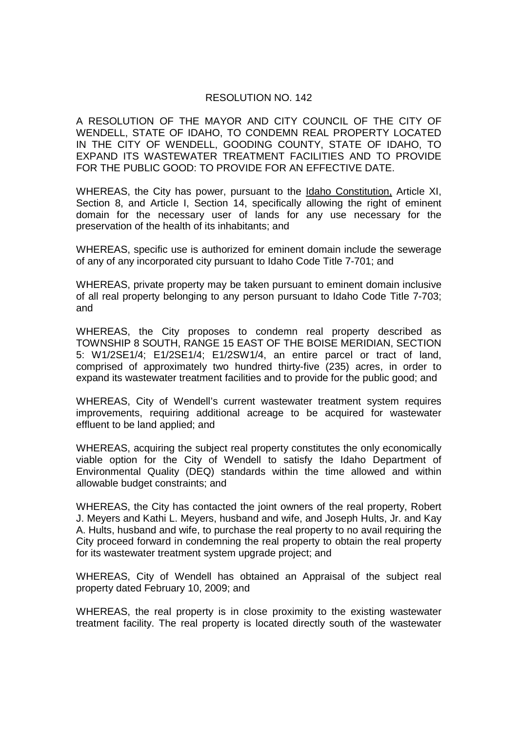# RESOLUTION NO. 142

A RESOLUTION OF THE MAYOR AND CITY COUNCIL OF THE CITY OF WENDELL, STATE OF IDAHO, TO CONDEMN REAL PROPERTY LOCATED IN THE CITY OF WENDELL, GOODING COUNTY, STATE OF IDAHO, TO EXPAND ITS WASTEWATER TREATMENT FACILITIES AND TO PROVIDE FOR THE PUBLIC GOOD: TO PROVIDE FOR AN EFFECTIVE DATE.

WHEREAS, the City has power, pursuant to the Idaho Constitution, Article XI, Section 8, and Article I, Section 14, specifically allowing the right of eminent domain for the necessary user of lands for any use necessary for the preservation of the health of its inhabitants; and

WHEREAS, specific use is authorized for eminent domain include the sewerage of any of any incorporated city pursuant to Idaho Code Title 7-701; and

WHEREAS, private property may be taken pursuant to eminent domain inclusive of all real property belonging to any person pursuant to Idaho Code Title 7-703; and

WHEREAS, the City proposes to condemn real property described as TOWNSHIP 8 SOUTH, RANGE 15 EAST OF THE BOISE MERIDIAN, SECTION 5: W1/2SE1/4; E1/2SE1/4; E1/2SW1/4, an entire parcel or tract of land, comprised of approximately two hundred thirty-five (235) acres, in order to expand its wastewater treatment facilities and to provide for the public good; and

WHEREAS, City of Wendell's current wastewater treatment system requires improvements, requiring additional acreage to be acquired for wastewater effluent to be land applied; and

WHEREAS, acquiring the subject real property constitutes the only economically viable option for the City of Wendell to satisfy the Idaho Department of Environmental Quality (DEQ) standards within the time allowed and within allowable budget constraints; and

WHEREAS, the City has contacted the joint owners of the real property, Robert J. Meyers and Kathi L. Meyers, husband and wife, and Joseph Hults, Jr. and Kay A. Hults, husband and wife, to purchase the real property to no avail requiring the City proceed forward in condemning the real property to obtain the real property for its wastewater treatment system upgrade project; and

WHEREAS, City of Wendell has obtained an Appraisal of the subject real property dated February 10, 2009; and

WHEREAS, the real property is in close proximity to the existing wastewater treatment facility. The real property is located directly south of the wastewater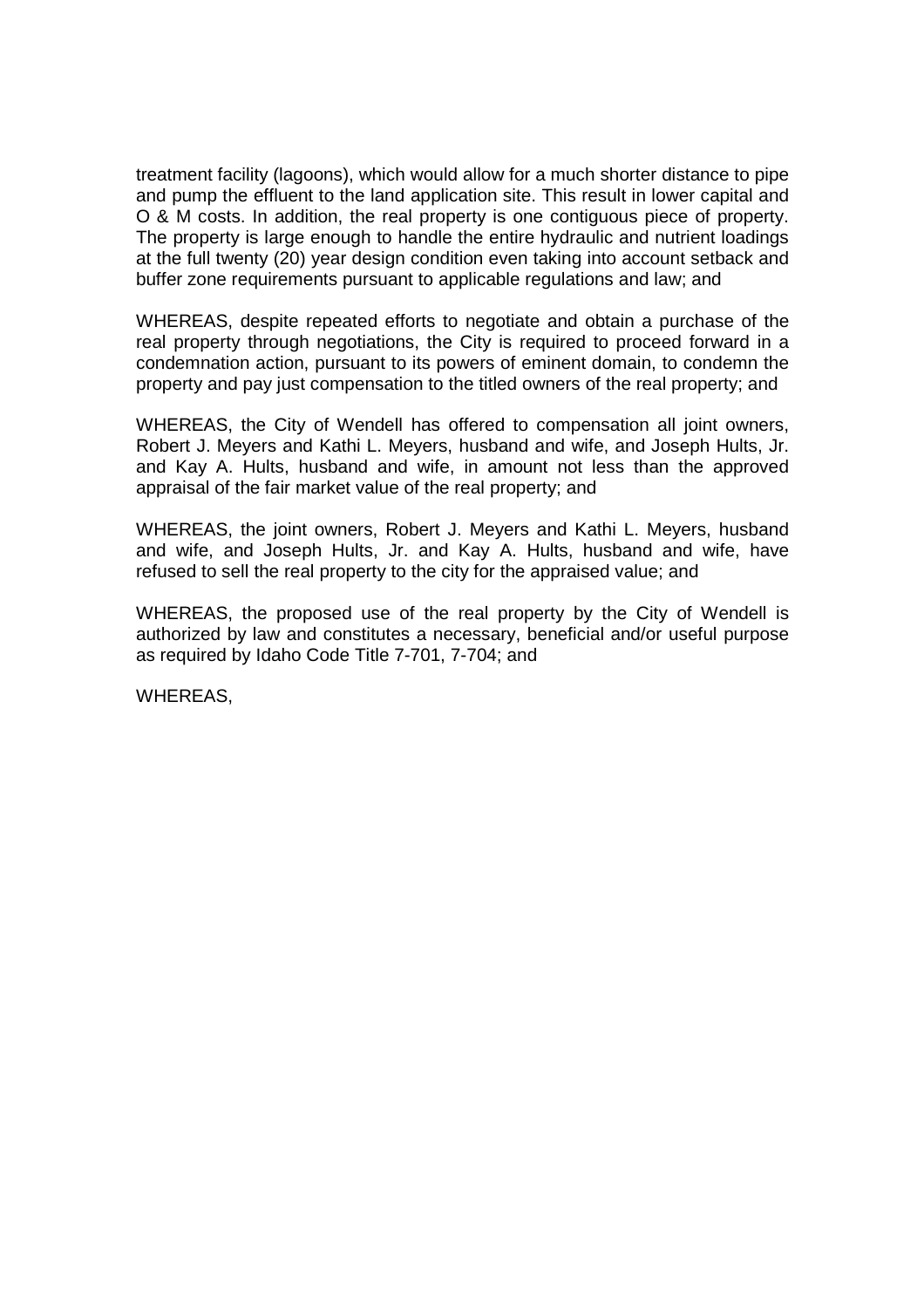treatment facility (lagoons), which would allow for a much shorter distance to pipe and pump the effluent to the land application site. This result in lower capital and O & M costs. In addition, the real property is one contiguous piece of property. The property is large enough to handle the entire hydraulic and nutrient loadings at the full twenty (20) year design condition even taking into account setback and buffer zone requirements pursuant to applicable regulations and law; and

WHEREAS, despite repeated efforts to negotiate and obtain a purchase of the real property through negotiations, the City is required to proceed forward in a condemnation action, pursuant to its powers of eminent domain, to condemn the property and pay just compensation to the titled owners of the real property; and

WHEREAS, the City of Wendell has offered to compensation all joint owners, Robert J. Meyers and Kathi L. Meyers, husband and wife, and Joseph Hults, Jr. and Kay A. Hults, husband and wife, in amount not less than the approved appraisal of the fair market value of the real property; and

WHEREAS, the joint owners, Robert J. Meyers and Kathi L. Meyers, husband and wife, and Joseph Hults, Jr. and Kay A. Hults, husband and wife, have refused to sell the real property to the city for the appraised value; and

WHEREAS, the proposed use of the real property by the City of Wendell is authorized by law and constitutes a necessary, beneficial and/or useful purpose as required by Idaho Code Title 7-701, 7-704; and

WHEREAS,